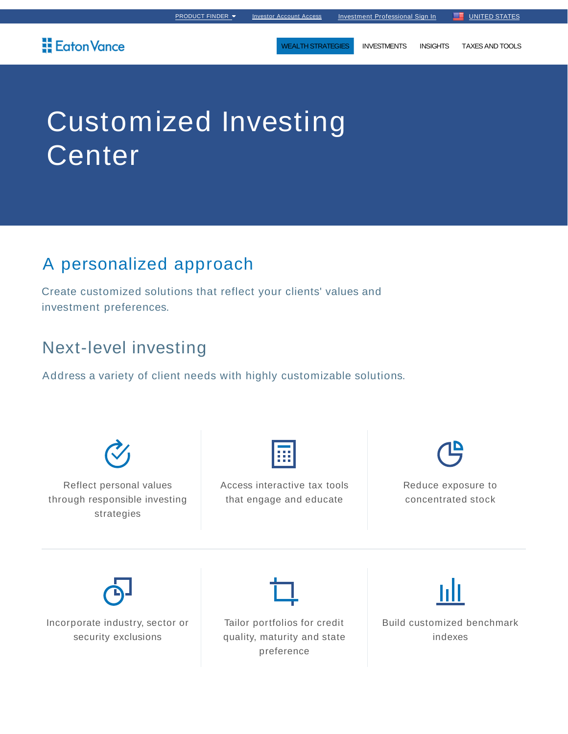PRODUCT FINDER  Investor Account Access  Investment Professional Sign In  UNITED STATES

Eaton Vance

WEALTH STRATEGIES  INVESTMENTS  INSIGHTS  TAXES AND TOOLS

# Customized Investing Center

## A personalized approach

Create customized solutions that reflect your clients' values and investment preferences.

## Next-level investing

Address a variety of client needs with highly customizable solutions.

Reflect personal values through responsible investing strategies

Access interactive tax tools that engage and educate

Reduce exposure to concentrated stock

Incorporate industry, sector or security exclusions

Tailor portfolios for credit quality, maturity and state preference

Build customized benchmark indexes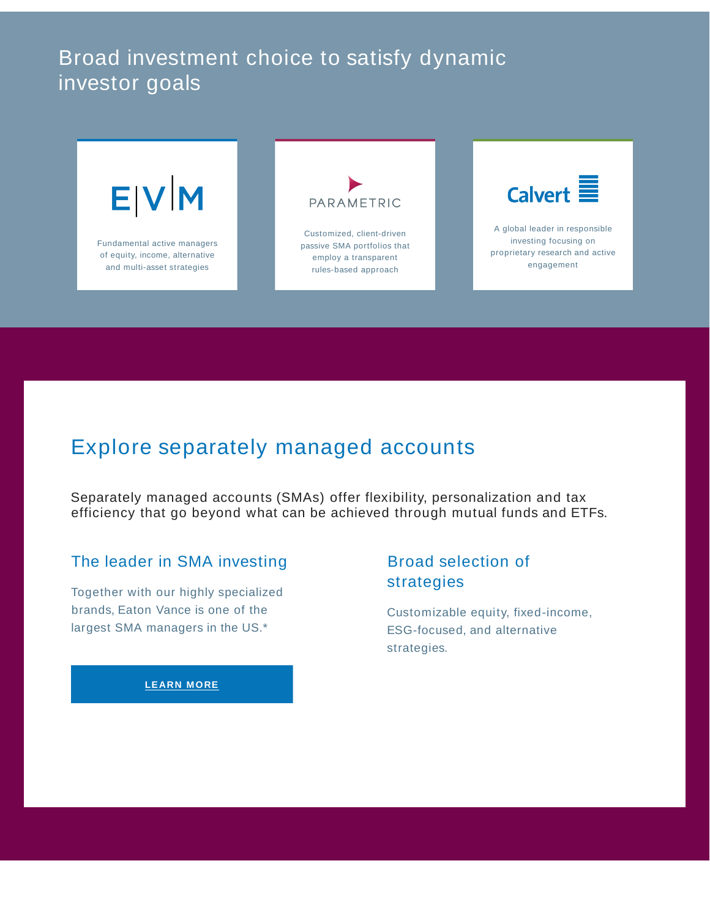# Broad investment choice to satisfy dynamic investor goals

**E|V|M**

Fundamental active managers of equity, income, alternative and multi-asset strategies

**PARAMETRIC**

Customized, client-driven passive SMA portfolios that employ a transparent rules-based approach

**Calvert**

A global leader in responsible investing focusing on proprietary research and active engagement

## Explore separately managed accounts

Separately managed accounts (SMAs) offer flexibility, personalization and tax efficiency that go beyond what can be achieved through mutual funds and ETFs.

### The leader in SMA investing

Together with our highly specialized brands, Eaton Vance is one of the largest SMA managers in the US.*

**LEARN MORE**

### Broad selection of strategies

Customizable equity, fixed-income, ESG-focused, and alternative strategies.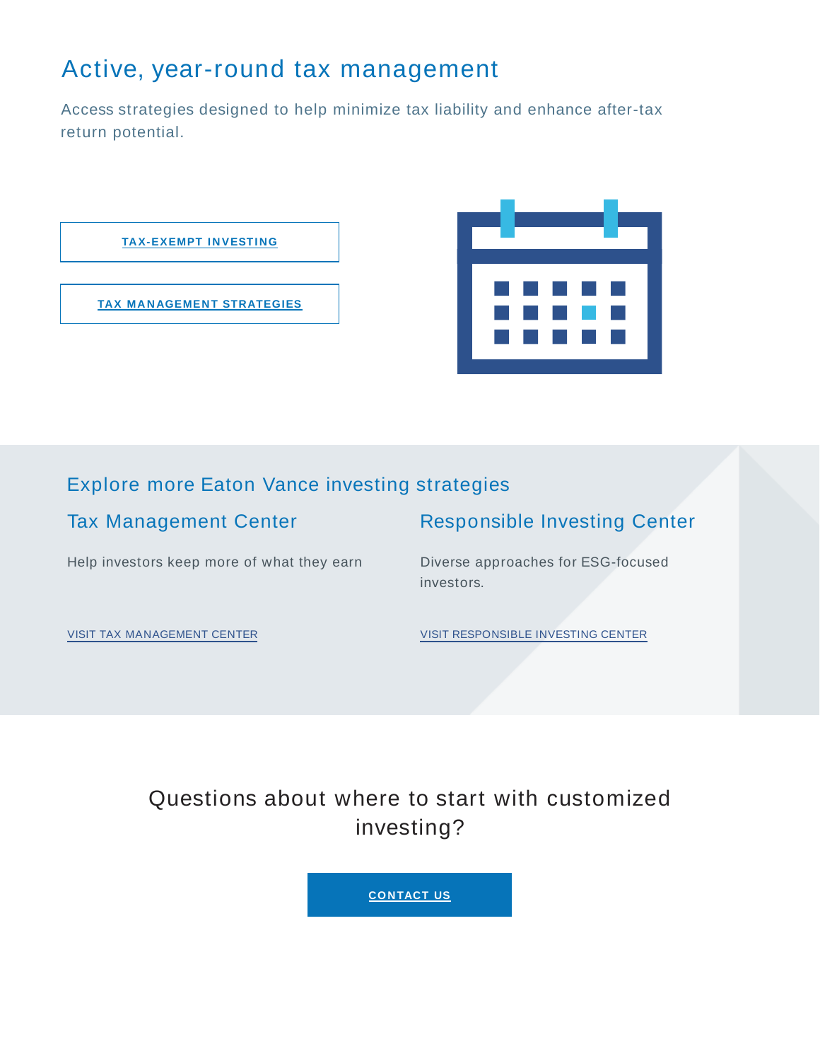## Active, year-round tax management

Access strategies designed to help minimize tax liability and enhance after-tax return potential.

TAX-EXEMPT INVESTING

TAX MANAGEMENT STRATEGIES

## Explore more Eaton Vance investing strategies

### Tax Management Center

Help investors keep more of what they earn

VISIT TAX MANAGEMENT CENTER

### Responsible Investing Center

Diverse approaches for ESG-focused investors.

VISIT RESPONSIBLE INVESTING CENTER

## Questions about where to start with customized investing?

CONTACT US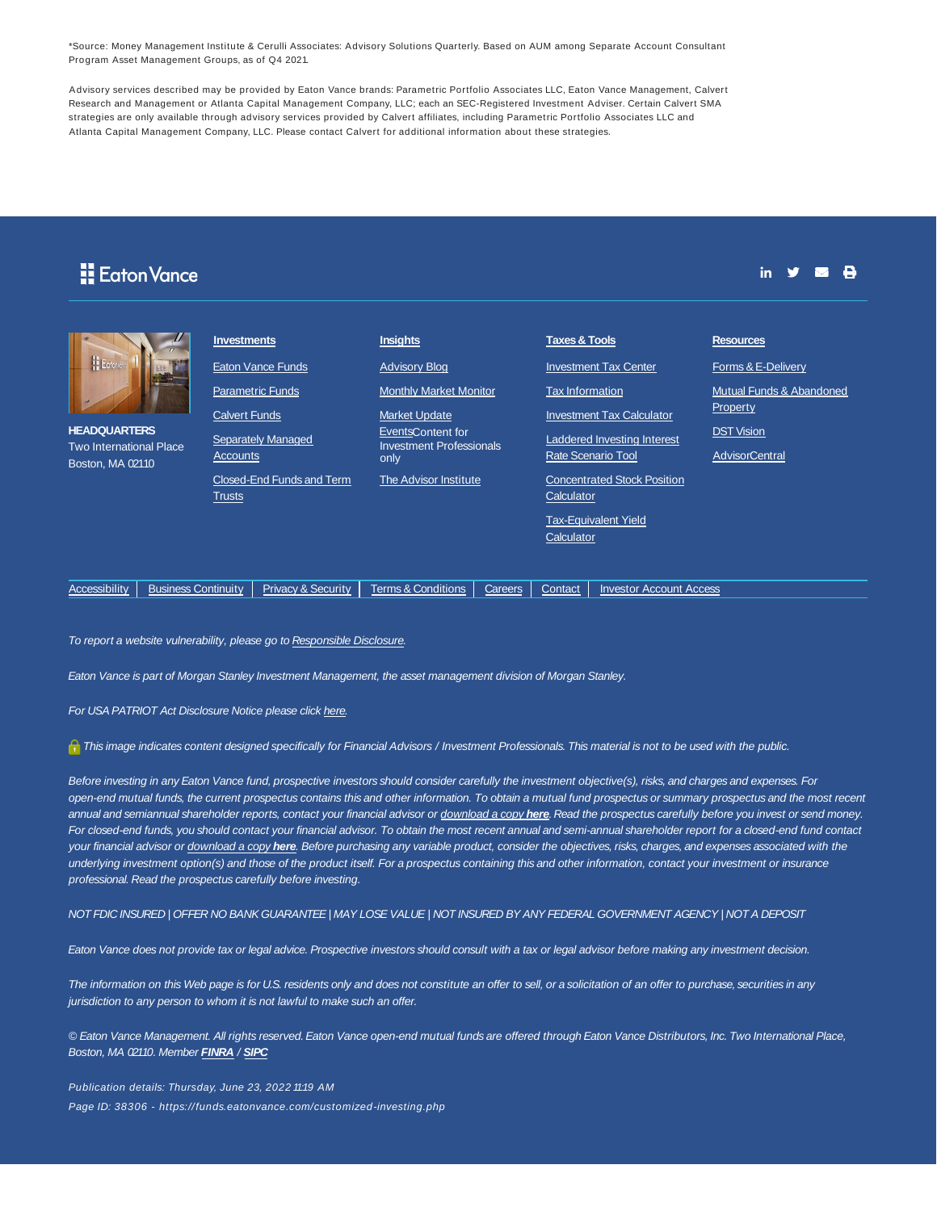*Source: Money Management Institute & Cerulli Associates: Advisory Solutions Quarterly. Based on AUM among Separate Account Consultant Program Asset Management Groups, as of Q4 2021.

Advisory services described may be provided by Eaton Vance brands: Parametric Portfolio Associates LLC, Eaton Vance Management, Calvert Research and Management or Atlanta Capital Management Company, LLC; each an SEC-Registered Investment Adviser. Certain Calvert SMA strategies are only available through advisory services provided by Calvert affiliates, including Parametric Portfolio Associates LLC and Atlanta Capital Management Company, LLC. Please contact Calvert for additional information about these strategies.

Eaton Vance

**HEADQUARTERS**
Two International Place
Boston, MA 02110

**Investments**

- Eaton Vance Funds
- Parametric Funds
- Calvert Funds
- Separately Managed Accounts
- Closed-End Funds and Term Trusts

**Insights**

- Advisory Blog
- Monthly Market Monitor
- Market Update
- Events Content for Investment Professionals only
- The Advisor Institute

**Taxes & Tools**

- Investment Tax Center
- Tax Information
- Investment Tax Calculator
- Laddered Investing Interest Rate Scenario Tool
- Concentrated Stock Position Calculator
- Tax-Equivalent Yield Calculator

**Resources**

- Forms & E-Delivery
- Mutual Funds & Abandoned Property
- DST Vision
- AdvisorCentral

Accessibility | Business Continuity | Privacy & Security | Terms & Conditions | Careers | Contact | Investor Account Access

*To report a website vulnerability, please go to Responsible Disclosure.*

*Eaton Vance is part of Morgan Stanley Investment Management, the asset management division of Morgan Stanley.*

*For USA PATRIOT Act Disclosure Notice please click here.*

*This image indicates content designed specifically for Financial Advisors / Investment Professionals. This material is not to be used with the public.*

*Before investing in any Eaton Vance fund, prospective investors should consider carefully the investment objective(s), risks, and charges and expenses. For open-end mutual funds, the current prospectus contains this and other information. To obtain a mutual fund prospectus or summary prospectus and the most recent annual and semiannual shareholder reports, contact your financial advisor or download a copy **here**. Read the prospectus carefully before you invest or send money. For closed-end funds, you should contact your financial advisor. To obtain the most recent annual and semi-annual shareholder report for a closed-end fund contact your financial advisor or download a copy **here**. Before purchasing any variable product, consider the objectives, risks, charges, and expenses associated with the underlying investment option(s) and those of the product itself. For a prospectus containing this and other information, contact your investment or insurance professional. Read the prospectus carefully before investing.*

*NOT FDIC INSURED | OFFER NO BANK GUARANTEE | MAY LOSE VALUE | NOT INSURED BY ANY FEDERAL GOVERNMENT AGENCY | NOT A DEPOSIT*

*Eaton Vance does not provide tax or legal advice. Prospective investors should consult with a tax or legal advisor before making any investment decision.*

*The information on this Web page is for U.S. residents only and does not constitute an offer to sell, or a solicitation of an offer to purchase, securities in any jurisdiction to any person to whom it is not lawful to make such an offer.*

*© Eaton Vance Management. All rights reserved. Eaton Vance open-end mutual funds are offered through Eaton Vance Distributors, Inc. Two International Place, Boston, MA 02110. Member **FINRA** / **SIPC***

*Publication details: Thursday, June 23, 2022 11:19 AM*
*Page ID: 38306 - https://funds.eatonvance.com/customized-investing.php*